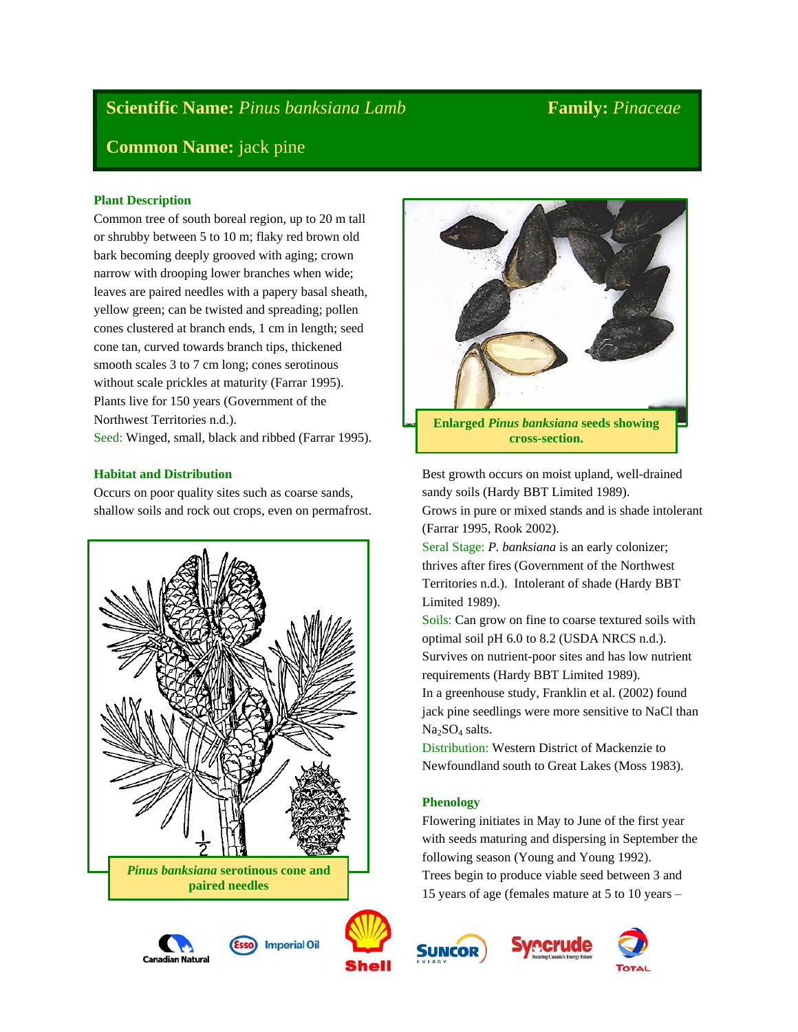**Scientific Name:** *Pinus banksiana Lamb* **Family:** *Pinaceae*

**Common Name:** jack pine

## Plant Description

Common tree of south boreal region, up to 20 m tall or shrubby between 5 to 10 m; flaky red brown old bark becoming deeply grooved with aging; crown narrow with drooping lower branches when wide; leaves are paired needles with a papery basal sheath, yellow green; can be twisted and spreading; pollen cones clustered at branch ends, 1 cm in length; seed cone tan, curved towards branch tips, thickened smooth scales 3 to 7 cm long; cones serotinous without scale prickles at maturity (Farrar 1995). Plants live for 150 years (Government of the Northwest Territories n.d.).

Seed: Winged, small, black and ribbed (Farrar 1995).

**Enlarged *Pinus banksiana* seeds showing cross-section.**

## Habitat and Distribution

Occurs on poor quality sites such as coarse sands, shallow soils and rock out crops, even on permafrost.

***Pinus banksiana* serotinous cone and paired needles**

Best growth occurs on moist upland, well-drained sandy soils (Hardy BBT Limited 1989).

Grows in pure or mixed stands and is shade intolerant (Farrar 1995, Rook 2002).

Seral Stage: *P. banksiana* is an early colonizer; thrives after fires (Government of the Northwest Territories n.d.). Intolerant of shade (Hardy BBT Limited 1989).

Soils: Can grow on fine to coarse textured soils with optimal soil pH 6.0 to 8.2 (USDA NRCS n.d.). Survives on nutrient-poor sites and has low nutrient requirements (Hardy BBT Limited 1989).

In a greenhouse study, Franklin et al. (2002) found jack pine seedlings were more sensitive to NaCl than $Na_2SO_4$ salts.

Distribution: Western District of Mackenzie to Newfoundland south to Great Lakes (Moss 1983).

## Phenology

Flowering initiates in May to June of the first year with seeds maturing and dispersing in September the following season (Young and Young 1992).

Trees begin to produce viable seed between 3 and 15 years of age (females mature at 5 to 10 years –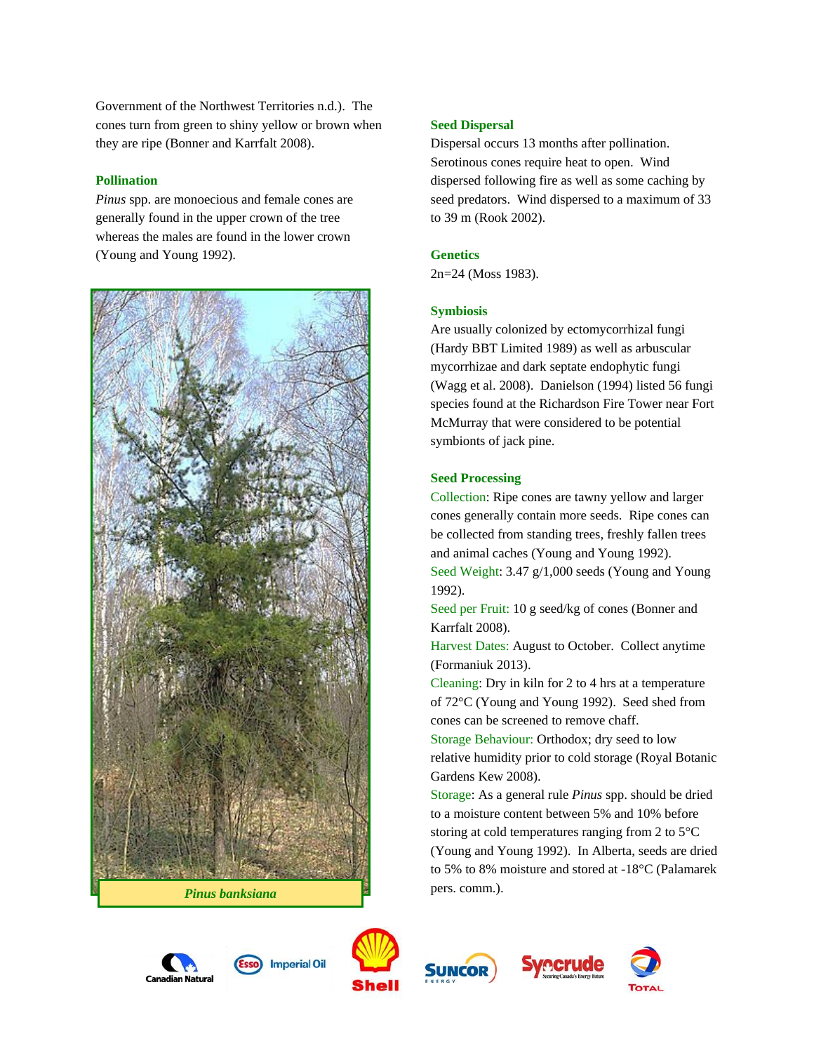Government of the Northwest Territories n.d.). The cones turn from green to shiny yellow or brown when they are ripe (Bonner and Karrfalt 2008).

### Pollination

*Pinus* spp. are monoecious and female cones are generally found in the upper crown of the tree whereas the males are found in the lower crown (Young and Young 1992).

*Pinus banksiana*

### Seed Dispersal

Dispersal occurs 13 months after pollination. Serotinous cones require heat to open. Wind dispersed following fire as well as some caching by seed predators. Wind dispersed to a maximum of 33 to 39 m (Rook 2002).

### Genetics

2n=24 (Moss 1983).

### Symbiosis

Are usually colonized by ectomycorrhizal fungi (Hardy BBT Limited 1989) as well as arbuscular mycorrhizae and dark septate endophytic fungi (Wagg et al. 2008). Danielson (1994) listed 56 fungi species found at the Richardson Fire Tower near Fort McMurray that were considered to be potential symbionts of jack pine.

### Seed Processing

Collection: Ripe cones are tawny yellow and larger cones generally contain more seeds. Ripe cones can be collected from standing trees, freshly fallen trees and animal caches (Young and Young 1992).

Seed Weight: 3.47 g/1,000 seeds (Young and Young 1992).

Seed per Fruit: 10 g seed/kg of cones (Bonner and Karrfalt 2008).

Harvest Dates: August to October. Collect anytime (Formaniuk 2013).

Cleaning: Dry in kiln for 2 to 4 hrs at a temperature of 72°C (Young and Young 1992). Seed shed from cones can be screened to remove chaff.

Storage Behaviour: Orthodox; dry seed to low relative humidity prior to cold storage (Royal Botanic Gardens Kew 2008).

Storage: As a general rule *Pinus* spp. should be dried to a moisture content between 5% and 10% before storing at cold temperatures ranging from 2 to 5°C (Young and Young 1992). In Alberta, seeds are dried to 5% to 8% moisture and stored at -18°C (Palamarek pers. comm.).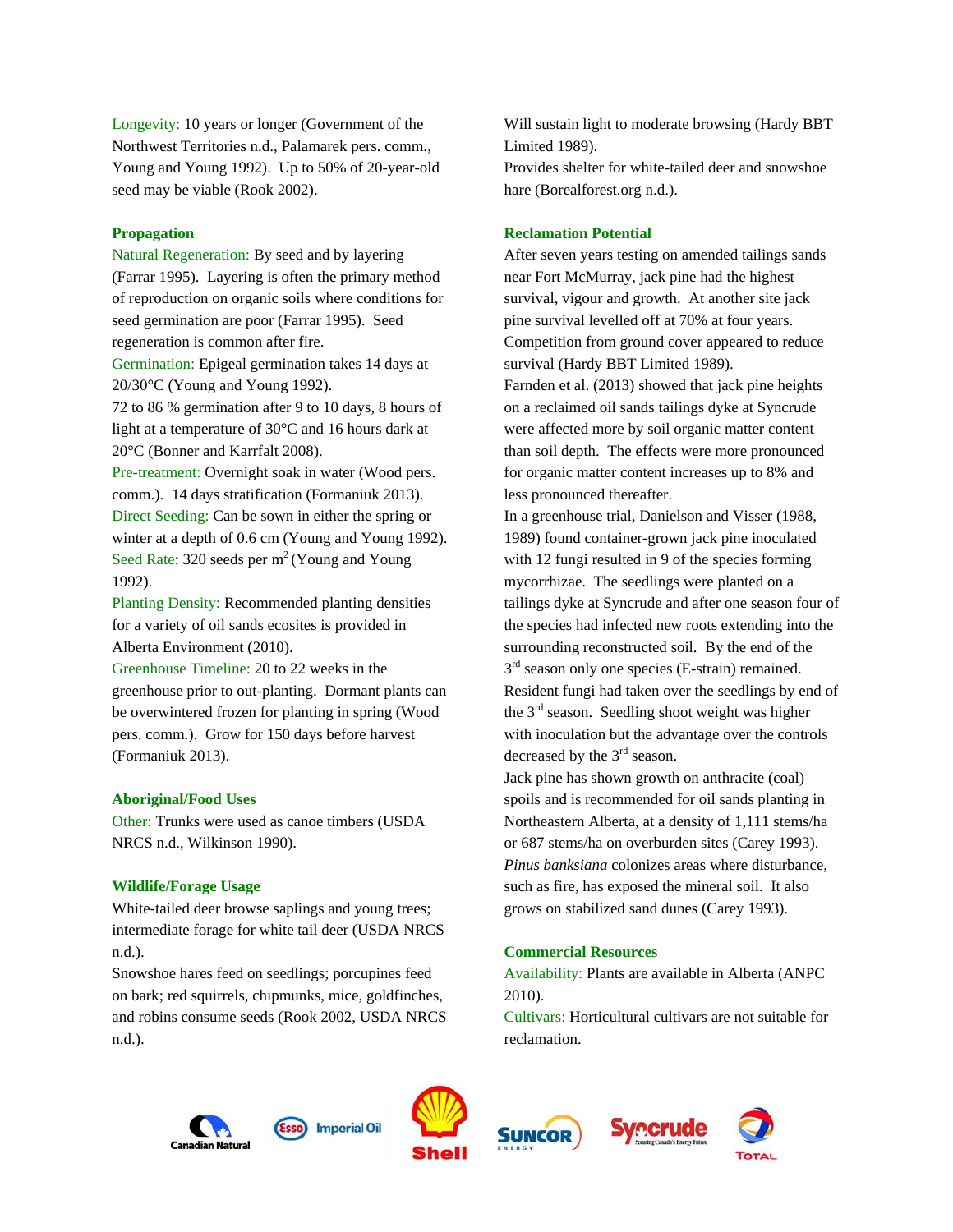Longevity: 10 years or longer (Government of the Northwest Territories n.d., Palamarek pers. comm., Young and Young 1992). Up to 50% of 20-year-old seed may be viable (Rook 2002).

### Propagation

Natural Regeneration: By seed and by layering (Farrar 1995). Layering is often the primary method of reproduction on organic soils where conditions for seed germination are poor (Farrar 1995). Seed regeneration is common after fire.

Germination: Epigeal germination takes 14 days at 20/30°C (Young and Young 1992).

72 to 86 % germination after 9 to 10 days, 8 hours of light at a temperature of 30°C and 16 hours dark at 20°C (Bonner and Karrfalt 2008).

Pre-treatment: Overnight soak in water (Wood pers. comm.). 14 days stratification (Formaniuk 2013).

Direct Seeding: Can be sown in either the spring or winter at a depth of 0.6 cm (Young and Young 1992).

Seed Rate: 320 seeds per $m^2$ (Young and Young 1992).

Planting Density: Recommended planting densities for a variety of oil sands ecosites is provided in Alberta Environment (2010).

Greenhouse Timeline: 20 to 22 weeks in the greenhouse prior to out-planting. Dormant plants can be overwintered frozen for planting in spring (Wood pers. comm.). Grow for 150 days before harvest (Formaniuk 2013).

### Aboriginal/Food Uses

Other: Trunks were used as canoe timbers (USDA NRCS n.d., Wilkinson 1990).

### Wildlife/Forage Usage

White-tailed deer browse saplings and young trees; intermediate forage for white tail deer (USDA NRCS n.d.).

Snowshoe hares feed on seedlings; porcupines feed on bark; red squirrels, chipmunks, mice, goldfinches, and robins consume seeds (Rook 2002, USDA NRCS n.d.).

Will sustain light to moderate browsing (Hardy BBT Limited 1989).

Provides shelter for white-tailed deer and snowshoe hare (Borealforest.org n.d.).

### Reclamation Potential

After seven years testing on amended tailings sands near Fort McMurray, jack pine had the highest survival, vigour and growth. At another site jack pine survival levelled off at 70% at four years. Competition from ground cover appeared to reduce survival (Hardy BBT Limited 1989).

Farnden et al. (2013) showed that jack pine heights on a reclaimed oil sands tailings dyke at Syncrude were affected more by soil organic matter content than soil depth. The effects were more pronounced for organic matter content increases up to 8% and less pronounced thereafter.

In a greenhouse trial, Danielson and Visser (1988, 1989) found container-grown jack pine inoculated with 12 fungi resulted in 9 of the species forming mycorrhizae. The seedlings were planted on a tailings dyke at Syncrude and after one season four of the species had infected new roots extending into the surrounding reconstructed soil. By the end of the 3rd season only one species (E-strain) remained. Resident fungi had taken over the seedlings by end of the 3rd season. Seedling shoot weight was higher with inoculation but the advantage over the controls decreased by the 3rd season.

Jack pine has shown growth on anthracite (coal) spoils and is recommended for oil sands planting in Northeastern Alberta, at a density of 1,111 stems/ha or 687 stems/ha on overburden sites (Carey 1993). *Pinus banksiana* colonizes areas where disturbance, such as fire, has exposed the mineral soil. It also grows on stabilized sand dunes (Carey 1993).

### Commercial Resources

Availability: Plants are available in Alberta (ANPC 2010).

Cultivars: Horticultural cultivars are not suitable for reclamation.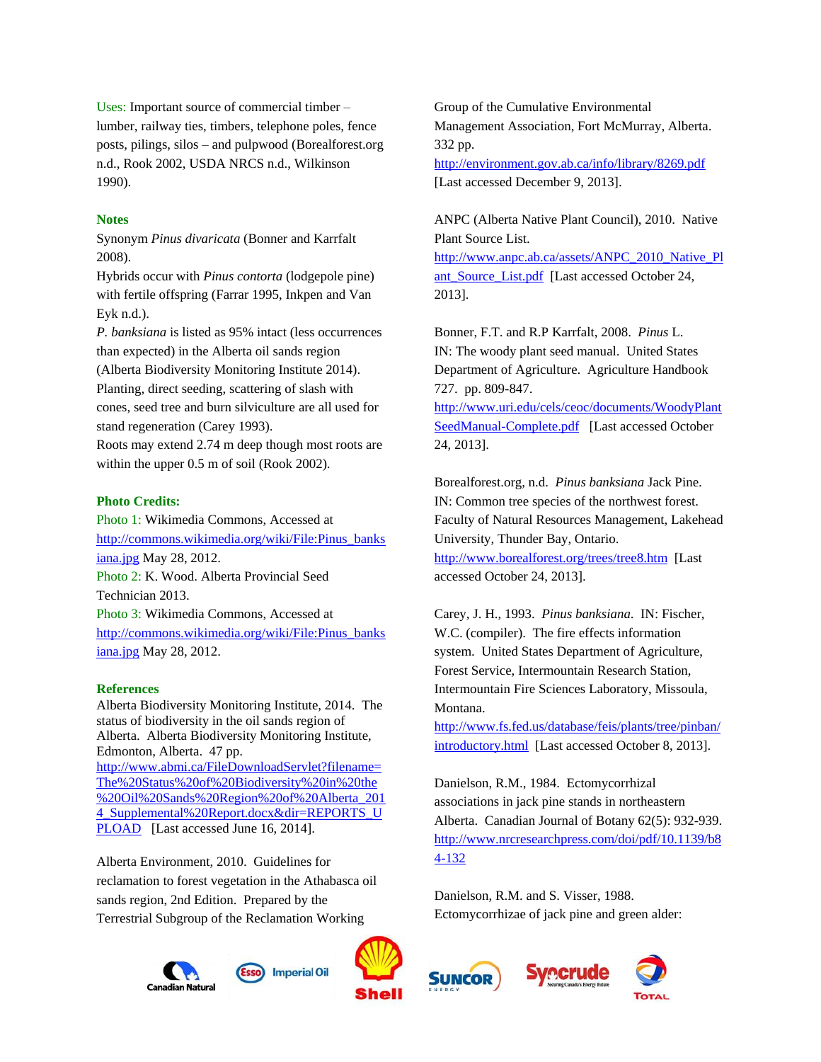Uses: Important source of commercial timber – lumber, railway ties, timbers, telephone poles, fence posts, pilings, silos – and pulpwood (Borealforest.org n.d., Rook 2002, USDA NRCS n.d., Wilkinson 1990).

## Notes

Synonym *Pinus divaricata* (Bonner and Karrfalt 2008).

Hybrids occur with *Pinus contorta* (lodgepole pine) with fertile offspring (Farrar 1995, Inkpen and Van Eyk n.d.).

*P. banksiana* is listed as 95% intact (less occurrences than expected) in the Alberta oil sands region (Alberta Biodiversity Monitoring Institute 2014).

Planting, direct seeding, scattering of slash with cones, seed tree and burn silviculture are all used for stand regeneration (Carey 1993).

Roots may extend 2.74 m deep though most roots are within the upper 0.5 m of soil (Rook 2002).

## Photo Credits:

Photo 1: Wikimedia Commons, Accessed at http://commons.wikimedia.org/wiki/File:Pinus_banksiana.jpg May 28, 2012.

Photo 2: K. Wood. Alberta Provincial Seed Technician 2013.

Photo 3: Wikimedia Commons, Accessed at http://commons.wikimedia.org/wiki/File:Pinus_banksiana.jpg May 28, 2012.

## References

Alberta Biodiversity Monitoring Institute, 2014. The status of biodiversity in the oil sands region of Alberta. Alberta Biodiversity Monitoring Institute, Edmonton, Alberta. 47 pp. http://www.abmi.ca/FileDownloadServlet?filename=The%20Status%20of%20Biodiversity%20in%20the%20Oil%20Sands%20Region%20of%20Alberta_2014_Supplemental%20Report.docx&dir=REPORTS_UPLOAD [Last accessed June 16, 2014].

Alberta Environment, 2010. Guidelines for reclamation to forest vegetation in the Athabasca oil sands region, 2nd Edition. Prepared by the Terrestrial Subgroup of the Reclamation Working Group of the Cumulative Environmental Management Association, Fort McMurray, Alberta. 332 pp. http://environment.gov.ab.ca/info/library/8269.pdf [Last accessed December 9, 2013].

ANPC (Alberta Native Plant Council), 2010. Native Plant Source List. http://www.anpc.ab.ca/assets/ANPC_2010_Native_Plant_Source_List.pdf [Last accessed October 24, 2013].

Bonner, F.T. and R.P Karrfalt, 2008. *Pinus* L. IN: The woody plant seed manual. United States Department of Agriculture. Agriculture Handbook 727. pp. 809-847. http://www.uri.edu/cels/ceoc/documents/WoodyPlantSeedManual-Complete.pdf [Last accessed October 24, 2013].

Borealforest.org, n.d. *Pinus banksiana* Jack Pine. IN: Common tree species of the northwest forest. Faculty of Natural Resources Management, Lakehead University, Thunder Bay, Ontario. http://www.borealforest.org/trees/tree8.htm [Last accessed October 24, 2013].

Carey, J. H., 1993. *Pinus banksiana*. IN: Fischer, W.C. (compiler). The fire effects information system. United States Department of Agriculture, Forest Service, Intermountain Research Station, Intermountain Fire Sciences Laboratory, Missoula, Montana. http://www.fs.fed.us/database/feis/plants/tree/pinban/introductory.html [Last accessed October 8, 2013].

Danielson, R.M., 1984. Ectomycorrhizal associations in jack pine stands in northeastern Alberta. Canadian Journal of Botany 62(5): 932-939. http://www.nrcresearchpress.com/doi/pdf/10.1139/b84-132

Danielson, R.M. and S. Visser, 1988. Ectomycorrhizae of jack pine and green alder: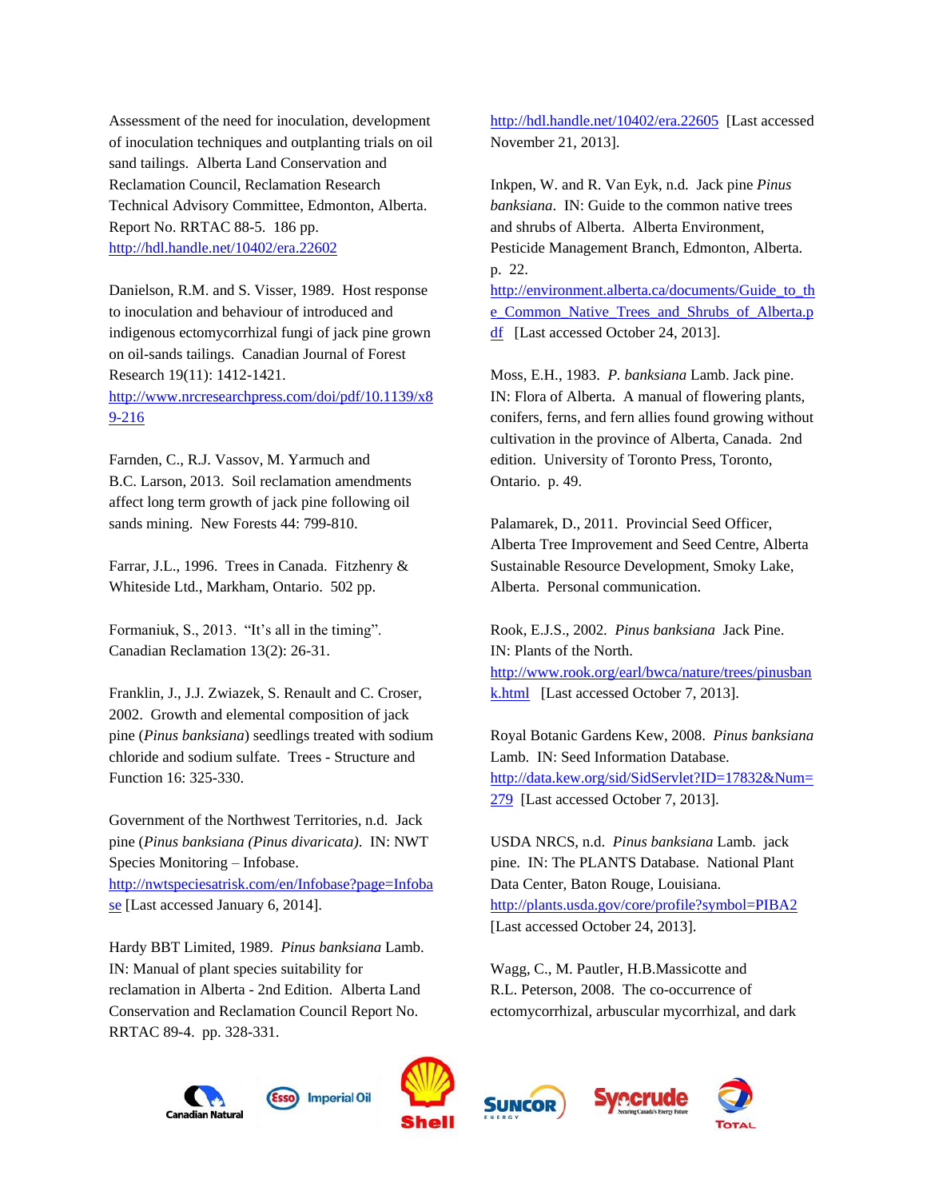Assessment of the need for inoculation, development of inoculation techniques and outplanting trials on oil sand tailings. Alberta Land Conservation and Reclamation Council, Reclamation Research Technical Advisory Committee, Edmonton, Alberta. Report No. RRTAC 88-5. 186 pp. http://hdl.handle.net/10402/era.22602

Danielson, R.M. and S. Visser, 1989. Host response to inoculation and behaviour of introduced and indigenous ectomycorrhizal fungi of jack pine grown on oil-sands tailings. Canadian Journal of Forest Research 19(11): 1412-1421. http://www.nrcresearchpress.com/doi/pdf/10.1139/x89-216

Farnden, C., R.J. Vassov, M. Yarmuch and B.C. Larson, 2013. Soil reclamation amendments affect long term growth of jack pine following oil sands mining. New Forests 44: 799-810.

Farrar, J.L., 1996. Trees in Canada. Fitzhenry & Whiteside Ltd., Markham, Ontario. 502 pp.

Formaniuk, S., 2013. "It's all in the timing". Canadian Reclamation 13(2): 26-31.

Franklin, J., J.J. Zwiazek, S. Renault and C. Croser, 2002. Growth and elemental composition of jack pine (*Pinus banksiana*) seedlings treated with sodium chloride and sodium sulfate. Trees - Structure and Function 16: 325-330.

Government of the Northwest Territories, n.d. Jack pine (*Pinus banksiana (Pinus divaricata)*. IN: NWT Species Monitoring – Infobase. http://nwtspeciesatrisk.com/en/Infobase?page=Infobase [Last accessed January 6, 2014].

Hardy BBT Limited, 1989. *Pinus banksiana* Lamb. IN: Manual of plant species suitability for reclamation in Alberta - 2nd Edition. Alberta Land Conservation and Reclamation Council Report No. RRTAC 89-4. pp. 328-331. http://hdl.handle.net/10402/era.22605 [Last accessed November 21, 2013].

Inkpen, W. and R. Van Eyk, n.d. Jack pine *Pinus banksiana*. IN: Guide to the common native trees and shrubs of Alberta. Alberta Environment, Pesticide Management Branch, Edmonton, Alberta. p. 22. http://environment.alberta.ca/documents/Guide_to_the_Common_Native_Trees_and_Shrubs_of_Alberta.pdf [Last accessed October 24, 2013].

Moss, E.H., 1983. *P. banksiana* Lamb. Jack pine. IN: Flora of Alberta. A manual of flowering plants, conifers, ferns, and fern allies found growing without cultivation in the province of Alberta, Canada. 2nd edition. University of Toronto Press, Toronto, Ontario. p. 49.

Palamarek, D., 2011. Provincial Seed Officer, Alberta Tree Improvement and Seed Centre, Alberta Sustainable Resource Development, Smoky Lake, Alberta. Personal communication.

Rook, E.J.S., 2002. *Pinus banksiana* Jack Pine. IN: Plants of the North. http://www.rook.org/earl/bwca/nature/trees/pinusbank.html [Last accessed October 7, 2013].

Royal Botanic Gardens Kew, 2008. *Pinus banksiana* Lamb. IN: Seed Information Database. http://data.kew.org/sid/SidServlet?ID=17832&Num=279 [Last accessed October 7, 2013].

USDA NRCS, n.d. *Pinus banksiana* Lamb. jack pine. IN: The PLANTS Database. National Plant Data Center, Baton Rouge, Louisiana. http://plants.usda.gov/core/profile?symbol=PIBA2 [Last accessed October 24, 2013].

Wagg, C., M. Pautler, H.B.Massicotte and R.L. Peterson, 2008. The co-occurrence of ectomycorrhizal, arbuscular mycorrhizal, and dark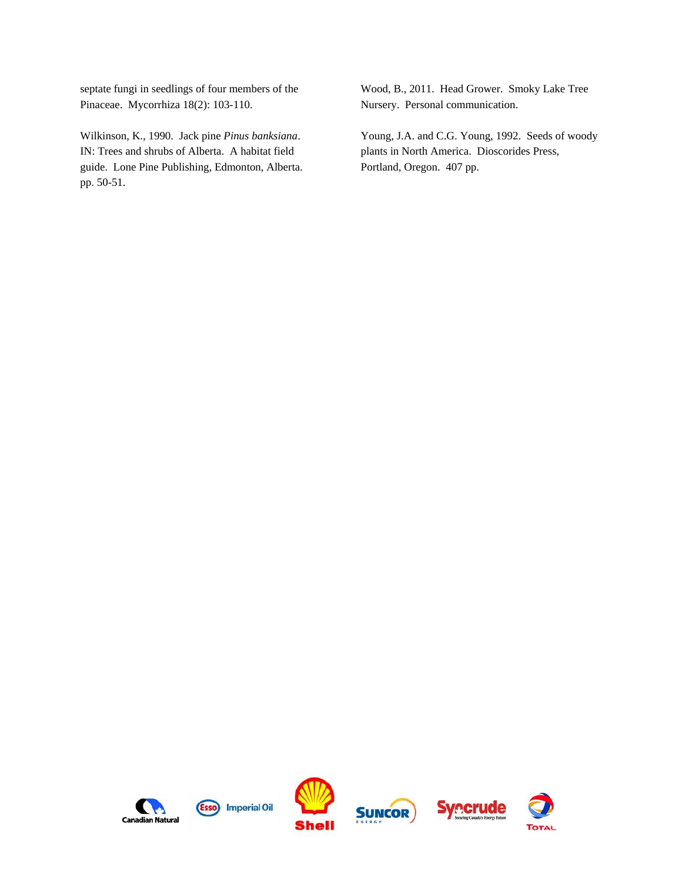septate fungi in seedlings of four members of the Pinaceae. Mycorrhiza 18(2): 103-110.

Wilkinson, K., 1990. Jack pine *Pinus banksiana*. IN: Trees and shrubs of Alberta. A habitat field guide. Lone Pine Publishing, Edmonton, Alberta. pp. 50-51.

Wood, B., 2011. Head Grower. Smoky Lake Tree Nursery. Personal communication.

Young, J.A. and C.G. Young, 1992. Seeds of woody plants in North America. Dioscorides Press, Portland, Oregon. 407 pp.